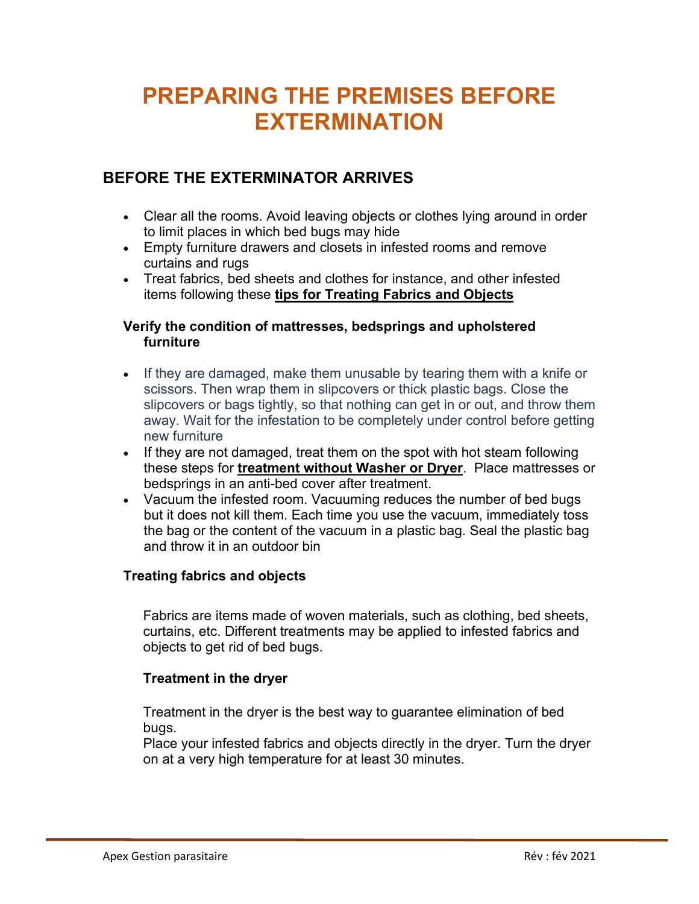# PREPARING THE PREMISES BEFORE EXTERMINATION

## BEFORE THE EXTERMINATOR ARRIVES

- Clear all the rooms. Avoid leaving objects or clothes lying around in order to limit places in which bed bugs may hide
- Empty furniture drawers and closets in infested rooms and remove curtains and rugs
- Treat fabrics, bed sheets and clothes for instance, and other infested items following these **tips for Treating Fabrics and Objects**

### Verify the condition of mattresses, bedsprings and upholstered furniture

- If they are damaged, make them unusable by tearing them with a knife or scissors. Then wrap them in slipcovers or thick plastic bags. Close the slipcovers or bags tightly, so that nothing can get in or out, and throw them away. Wait for the infestation to be completely under control before getting new furniture
- If they are not damaged, treat them on the spot with hot steam following these steps for **treatment without Washer or Dryer**. Place mattresses or bedsprings in an anti-bed cover after treatment.
- Vacuum the infested room. Vacuuming reduces the number of bed bugs but it does not kill them. Each time you use the vacuum, immediately toss the bag or the content of the vacuum in a plastic bag. Seal the plastic bag and throw it in an outdoor bin

### Treating fabrics and objects

Fabrics are items made of woven materials, such as clothing, bed sheets, curtains, etc. Different treatments may be applied to infested fabrics and objects to get rid of bed bugs.

#### Treatment in the dryer

Treatment in the dryer is the best way to guarantee elimination of bed bugs.
Place your infested fabrics and objects directly in the dryer. Turn the dryer on at a very high temperature for at least 30 minutes.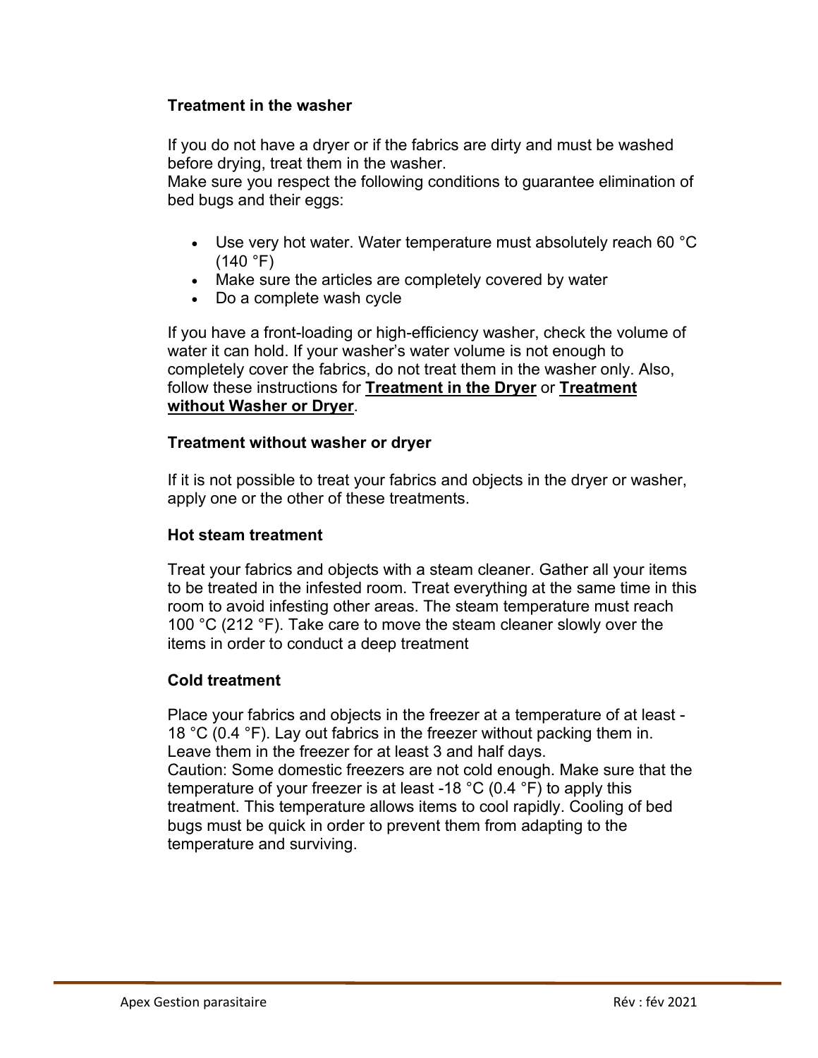**Treatment in the washer**

If you do not have a dryer or if the fabrics are dirty and must be washed before drying, treat them in the washer.
Make sure you respect the following conditions to guarantee elimination of bed bugs and their eggs:

- Use very hot water. Water temperature must absolutely reach 60 °C (140 °F)
- Make sure the articles are completely covered by water
- Do a complete wash cycle

If you have a front-loading or high-efficiency washer, check the volume of water it can hold. If your washer's water volume is not enough to completely cover the fabrics, do not treat them in the washer only. Also, follow these instructions for **Treatment in the Dryer** or **Treatment without Washer or Dryer**.

**Treatment without washer or dryer**

If it is not possible to treat your fabrics and objects in the dryer or washer, apply one or the other of these treatments.

**Hot steam treatment**

Treat your fabrics and objects with a steam cleaner. Gather all your items to be treated in the infested room. Treat everything at the same time in this room to avoid infesting other areas. The steam temperature must reach 100 °C (212 °F). Take care to move the steam cleaner slowly over the items in order to conduct a deep treatment

**Cold treatment**

Place your fabrics and objects in the freezer at a temperature of at least -18 °C (0.4 °F). Lay out fabrics in the freezer without packing them in. Leave them in the freezer for at least 3 and half days.
Caution: Some domestic freezers are not cold enough. Make sure that the temperature of your freezer is at least -18 °C (0.4 °F) to apply this treatment. This temperature allows items to cool rapidly. Cooling of bed bugs must be quick in order to prevent them from adapting to the temperature and surviving.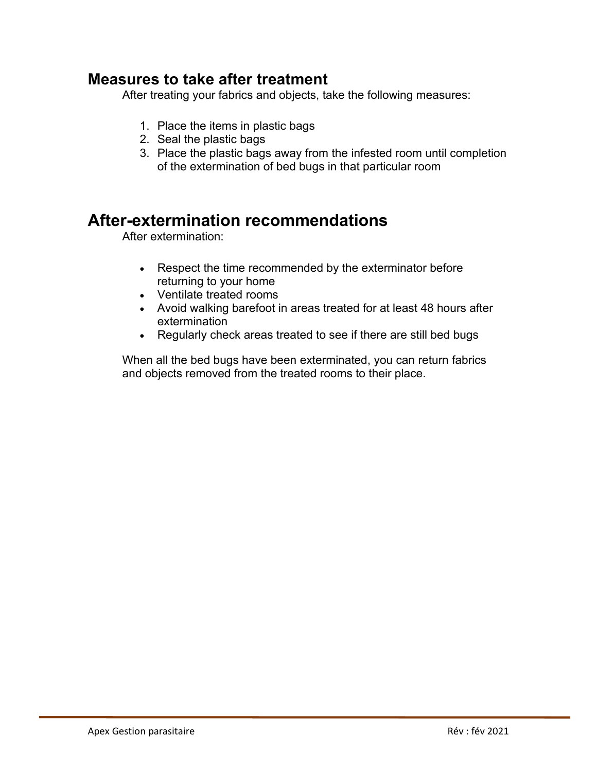## Measures to take after treatment

After treating your fabrics and objects, take the following measures:

1. Place the items in plastic bags
2. Seal the plastic bags
3. Place the plastic bags away from the infested room until completion of the extermination of bed bugs in that particular room

## After-extermination recommendations

After extermination:

- Respect the time recommended by the exterminator before returning to your home
- Ventilate treated rooms
- Avoid walking barefoot in areas treated for at least 48 hours after extermination
- Regularly check areas treated to see if there are still bed bugs

When all the bed bugs have been exterminated, you can return fabrics and objects removed from the treated rooms to their place.